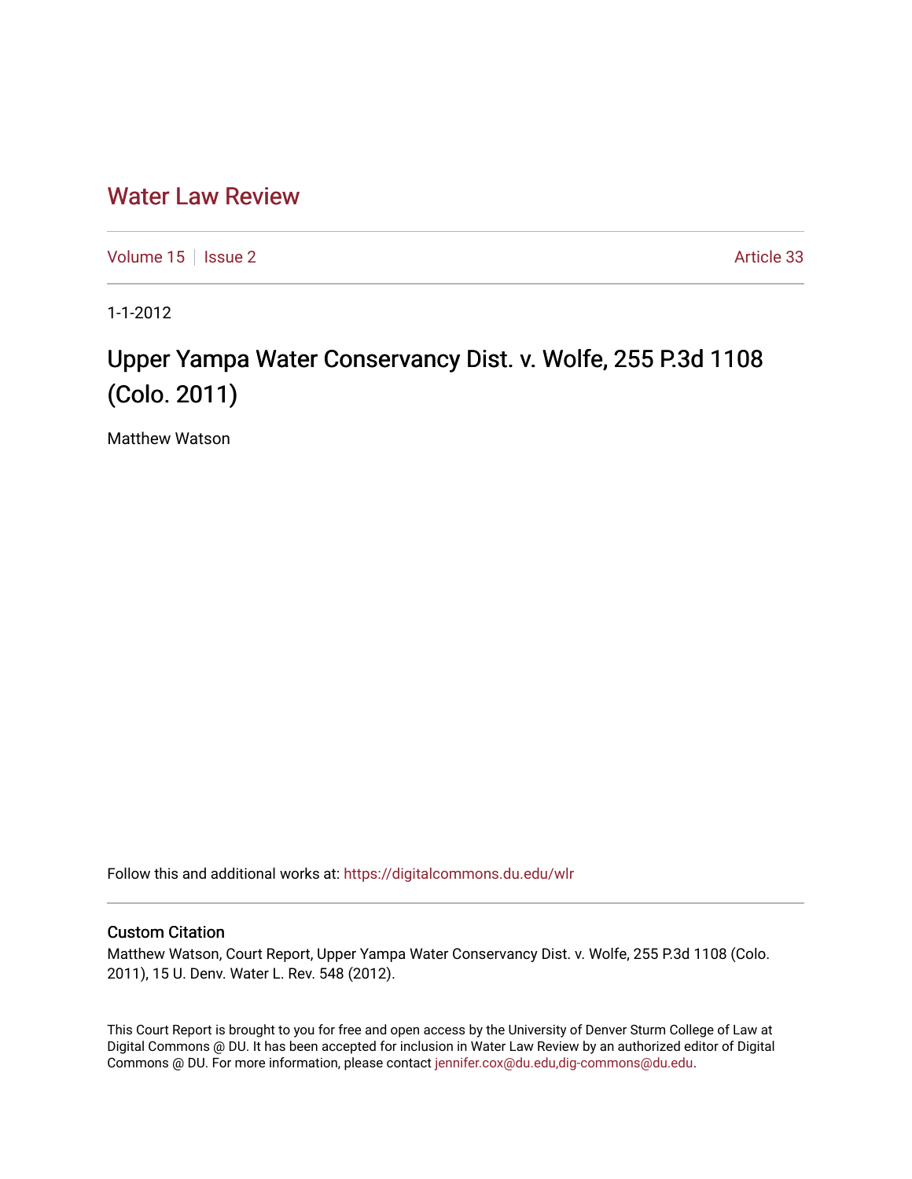# Water Law Review

Volume 15 | Issue 2 | Article 33

1-1-2012

## Upper Yampa Water Conservancy Dist. v. Wolfe, 255 P.3d 1108 (Colo. 2011)

Matthew Watson

Follow this and additional works at: https://digitalcommons.du.edu/wlr

### Custom Citation

Matthew Watson, Court Report, Upper Yampa Water Conservancy Dist. v. Wolfe, 255 P.3d 1108 (Colo. 2011), 15 U. Denv. Water L. Rev. 548 (2012).

This Court Report is brought to you for free and open access by the University of Denver Sturm College of Law at Digital Commons @ DU. It has been accepted for inclusion in Water Law Review by an authorized editor of Digital Commons @ DU. For more information, please contact jennifer.cox@du.edu,dig-commons@du.edu.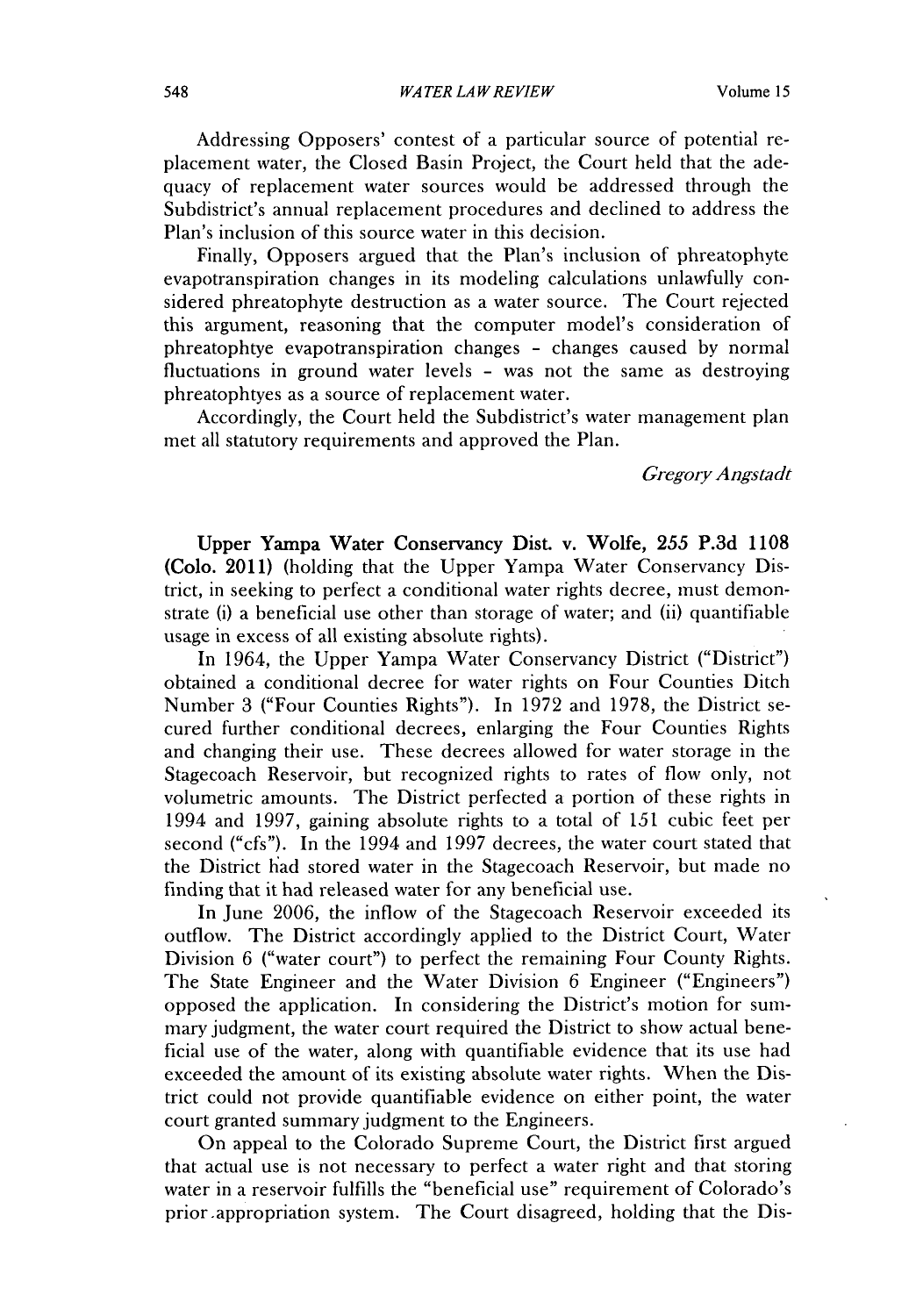Addressing Opposers' contest of a particular source of potential replacement water, the Closed Basin Project, the Court held that the adequacy of replacement water sources would be addressed through the Subdistrict's annual replacement procedures and declined to address the Plan's inclusion of this source water in this decision.

Finally, Opposers argued that the Plan's inclusion of phreatophyte evapotranspiration changes in its modeling calculations unlawfully considered phreatophyte destruction as a water source. The Court rejected this argument, reasoning that the computer model's consideration of phreatophtye evapotranspiration changes - changes caused by normal fluctuations in ground water levels - was not the same as destroying phreatophtyes as a source of replacement water.

Accordingly, the Court held the Subdistrict's water management plan met all statutory requirements and approved the Plan.

*Gregory Angstadt*

**Upper Yampa Water Conservancy Dist. v. Wolfe, 255 P.3d 1108 (Colo. 2011)** (holding that the Upper Yampa Water Conservancy District, in seeking to perfect a conditional water rights decree, must demonstrate (i) a beneficial use other than storage of water; and (ii) quantifiable usage in excess of all existing absolute rights).

In 1964, the Upper Yampa Water Conservancy District ("District") obtained a conditional decree for water rights on Four Counties Ditch Number 3 ("Four Counties Rights"). In 1972 and 1978, the District secured further conditional decrees, enlarging the Four Counties Rights and changing their use. These decrees allowed for water storage in the Stagecoach Reservoir, but recognized rights to rates of flow only, not volumetric amounts. The District perfected a portion of these rights in 1994 and 1997, gaining absolute rights to a total of 151 cubic feet per second ("cfs"). In the 1994 and 1997 decrees, the water court stated that the District had stored water in the Stagecoach Reservoir, but made no finding that it had released water for any beneficial use.

In June 2006, the inflow of the Stagecoach Reservoir exceeded its outflow. The District accordingly applied to the District Court, Water Division 6 ("water court") to perfect the remaining Four County Rights. The State Engineer and the Water Division 6 Engineer ("Engineers") opposed the application. In considering the District's motion for summary judgment, the water court required the District to show actual beneficial use of the water, along with quantifiable evidence that its use had exceeded the amount of its existing absolute water rights. When the District could not provide quantifiable evidence on either point, the water court granted summary judgment to the Engineers.

On appeal to the Colorado Supreme Court, the District first argued that actual use is not necessary to perfect a water right and that storing water in a reservoir fulfills the "beneficial use" requirement of Colorado's prior appropriation system. The Court disagreed, holding that the Dis-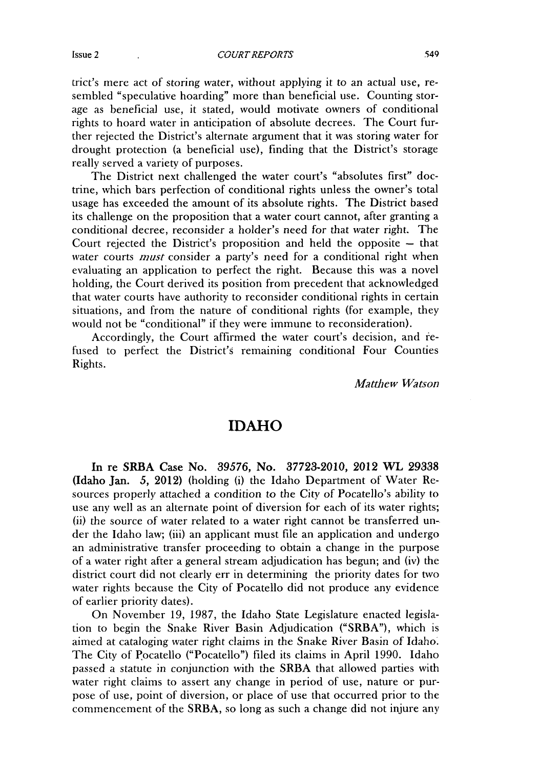trict's mere act of storing water, without applying it to an actual use, resembled "speculative hoarding" more than beneficial use. Counting storage as beneficial use, it stated, would motivate owners of conditional rights to hoard water in anticipation of absolute decrees. The Court further rejected the District's alternate argument that it was storing water for drought protection (a beneficial use), finding that the District's storage really served a variety of purposes.

The District next challenged the water court's "absolutes first" doctrine, which bars perfection of conditional rights unless the owner's total usage has exceeded the amount of its absolute rights. The District based its challenge on the proposition that a water court cannot, after granting a conditional decree, reconsider a holder's need for that water right. The Court rejected the District's proposition and held the opposite – that water courts *must* consider a party's need for a conditional right when evaluating an application to perfect the right. Because this was a novel holding, the Court derived its position from precedent that acknowledged that water courts have authority to reconsider conditional rights in certain situations, and from the nature of conditional rights (for example, they would not be "conditional" if they were immune to reconsideration).

Accordingly, the Court affirmed the water court's decision, and refused to perfect the District's remaining conditional Four Counties Rights.

*Matthew Watson*

# IDAHO

**In re SRBA Case No. 39576, No. 37723-2010, 2012 WL 29338 (Idaho Jan. 5, 2012)** (holding (i) the Idaho Department of Water Resources properly attached a condition to the City of Pocatello's ability to use any well as an alternate point of diversion for each of its water rights; (ii) the source of water related to a water right cannot be transferred under the Idaho law; (iii) an applicant must file an application and undergo an administrative transfer proceeding to obtain a change in the purpose of a water right after a general stream adjudication has begun; and (iv) the district court did not clearly err in determining the priority dates for two water rights because the City of Pocatello did not produce any evidence of earlier priority dates).

On November 19, 1987, the Idaho State Legislature enacted legislation to begin the Snake River Basin Adjudication ("SRBA"), which is aimed at cataloging water right claims in the Snake River Basin of Idaho. The City of Pocatello ("Pocatello") filed its claims in April 1990. Idaho passed a statute in conjunction with the SRBA that allowed parties with water right claims to assert any change in period of use, nature or purpose of use, point of diversion, or place of use that occurred prior to the commencement of the SRBA, so long as such a change did not injure any